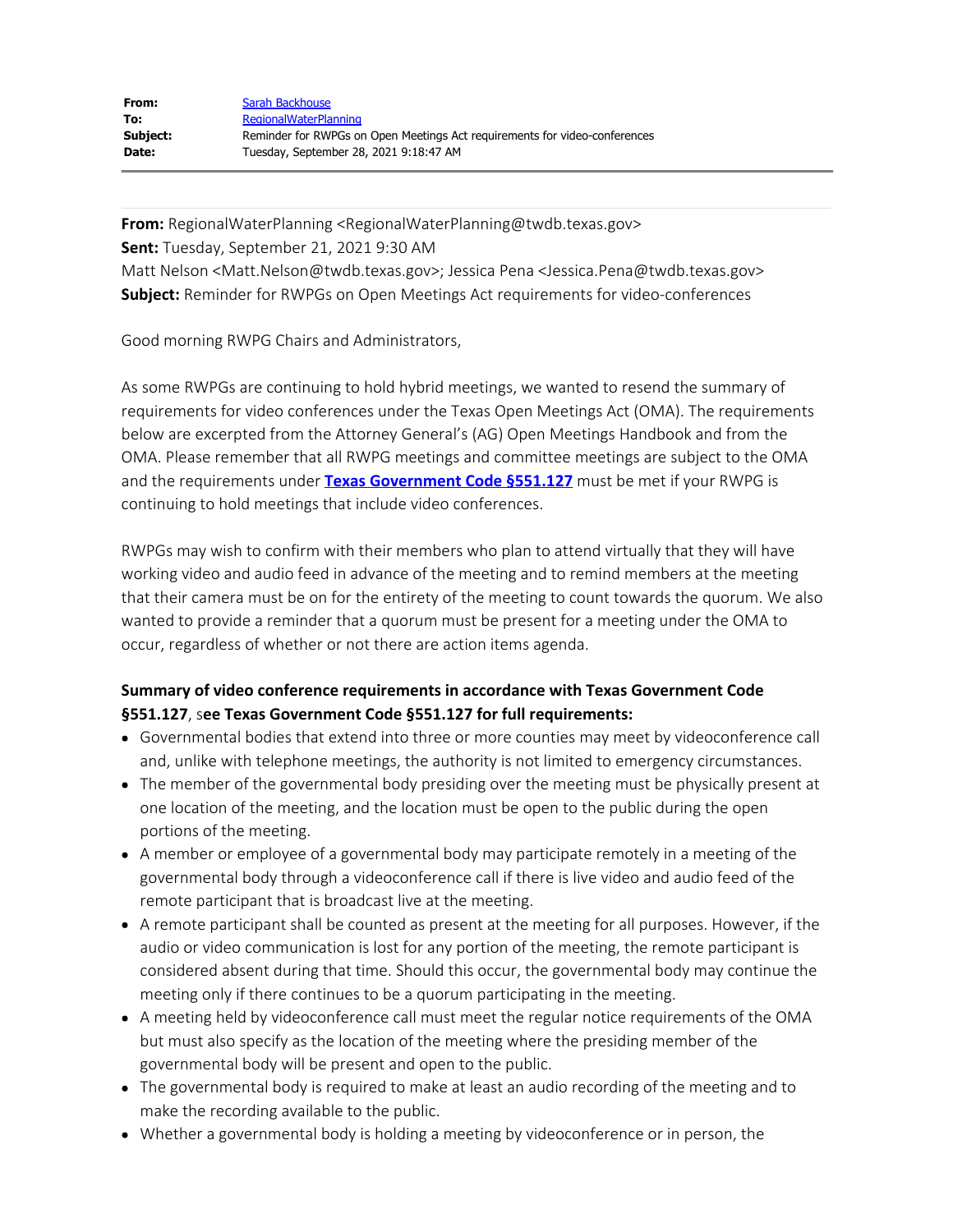| | |
|---|---|
| **From:** | Sarah Backhouse |
| **To:** | RegionalWaterPlanning |
| **Subject:** | Reminder for RWPGs on Open Meetings Act requirements for video-conferences |
| **Date:** | Tuesday, September 28, 2021 9:18:47 AM |

---

**From:** RegionalWaterPlanning <RegionalWaterPlanning@twdb.texas.gov>
**Sent:** Tuesday, September 21, 2021 9:30 AM
Matt Nelson <Matt.Nelson@twdb.texas.gov>; Jessica Pena <Jessica.Pena@twdb.texas.gov>
**Subject:** Reminder for RWPGs on Open Meetings Act requirements for video-conferences

Good morning RWPG Chairs and Administrators,

As some RWPGs are continuing to hold hybrid meetings, we wanted to resend the summary of requirements for video conferences under the Texas Open Meetings Act (OMA). The requirements below are excerpted from the Attorney General's (AG) Open Meetings Handbook and from the OMA. Please remember that all RWPG meetings and committee meetings are subject to the OMA and the requirements under **Texas Government Code §551.127** must be met if your RWPG is continuing to hold meetings that include video conferences.

RWPGs may wish to confirm with their members who plan to attend virtually that they will have working video and audio feed in advance of the meeting and to remind members at the meeting that their camera must be on for the entirety of the meeting to count towards the quorum. We also wanted to provide a reminder that a quorum must be present for a meeting under the OMA to occur, regardless of whether or not there are action items agenda.

**Summary of video conference requirements in accordance with Texas Government Code §551.127**, s**ee Texas Government Code §551.127 for full requirements:**

- Governmental bodies that extend into three or more counties may meet by videoconference call and, unlike with telephone meetings, the authority is not limited to emergency circumstances.
- The member of the governmental body presiding over the meeting must be physically present at one location of the meeting, and the location must be open to the public during the open portions of the meeting.
- A member or employee of a governmental body may participate remotely in a meeting of the governmental body through a videoconference call if there is live video and audio feed of the remote participant that is broadcast live at the meeting.
- A remote participant shall be counted as present at the meeting for all purposes. However, if the audio or video communication is lost for any portion of the meeting, the remote participant is considered absent during that time. Should this occur, the governmental body may continue the meeting only if there continues to be a quorum participating in the meeting.
- A meeting held by videoconference call must meet the regular notice requirements of the OMA but must also specify as the location of the meeting where the presiding member of the governmental body will be present and open to the public.
- The governmental body is required to make at least an audio recording of the meeting and to make the recording available to the public.
- Whether a governmental body is holding a meeting by videoconference or in person, the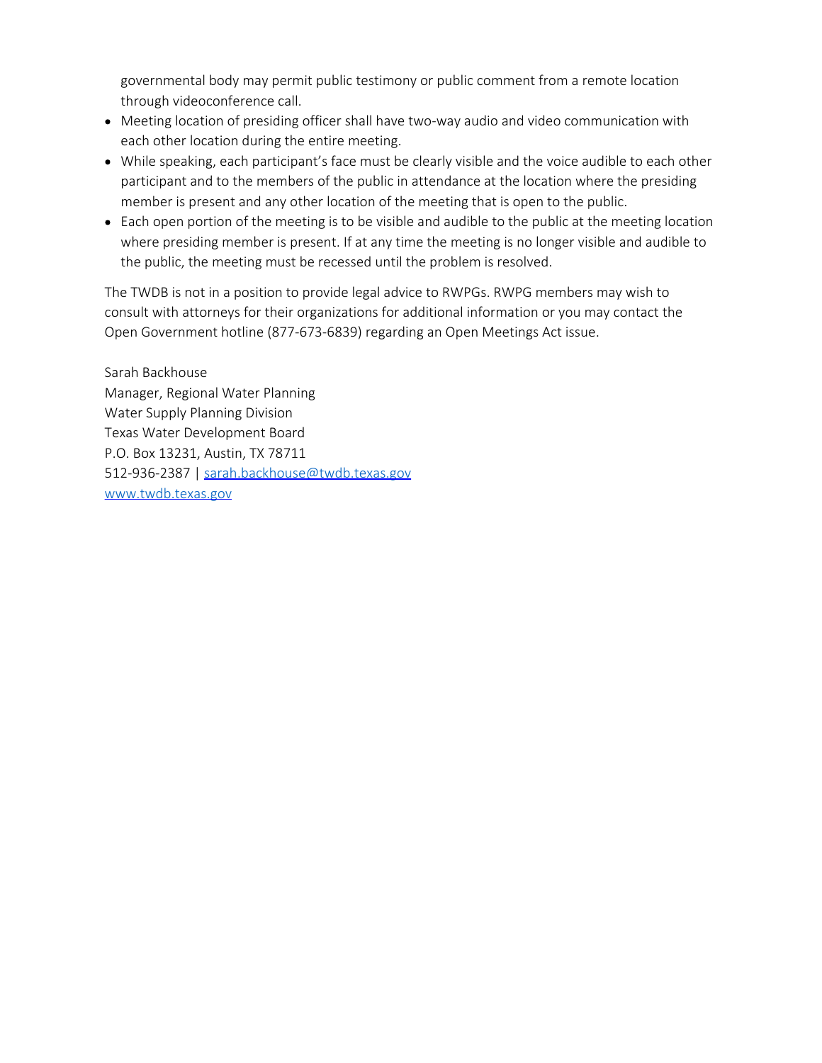governmental body may permit public testimony or public comment from a remote location through videoconference call.

- Meeting location of presiding officer shall have two-way audio and video communication with each other location during the entire meeting.
- While speaking, each participant's face must be clearly visible and the voice audible to each other participant and to the members of the public in attendance at the location where the presiding member is present and any other location of the meeting that is open to the public.
- Each open portion of the meeting is to be visible and audible to the public at the meeting location where presiding member is present. If at any time the meeting is no longer visible and audible to the public, the meeting must be recessed until the problem is resolved.

The TWDB is not in a position to provide legal advice to RWPGs. RWPG members may wish to consult with attorneys for their organizations for additional information or you may contact the Open Government hotline (877-673-6839) regarding an Open Meetings Act issue.

Sarah Backhouse
Manager, Regional Water Planning
Water Supply Planning Division
Texas Water Development Board
P.O. Box 13231, Austin, TX 78711
512-936-2387 | sarah.backhouse@twdb.texas.gov
www.twdb.texas.gov